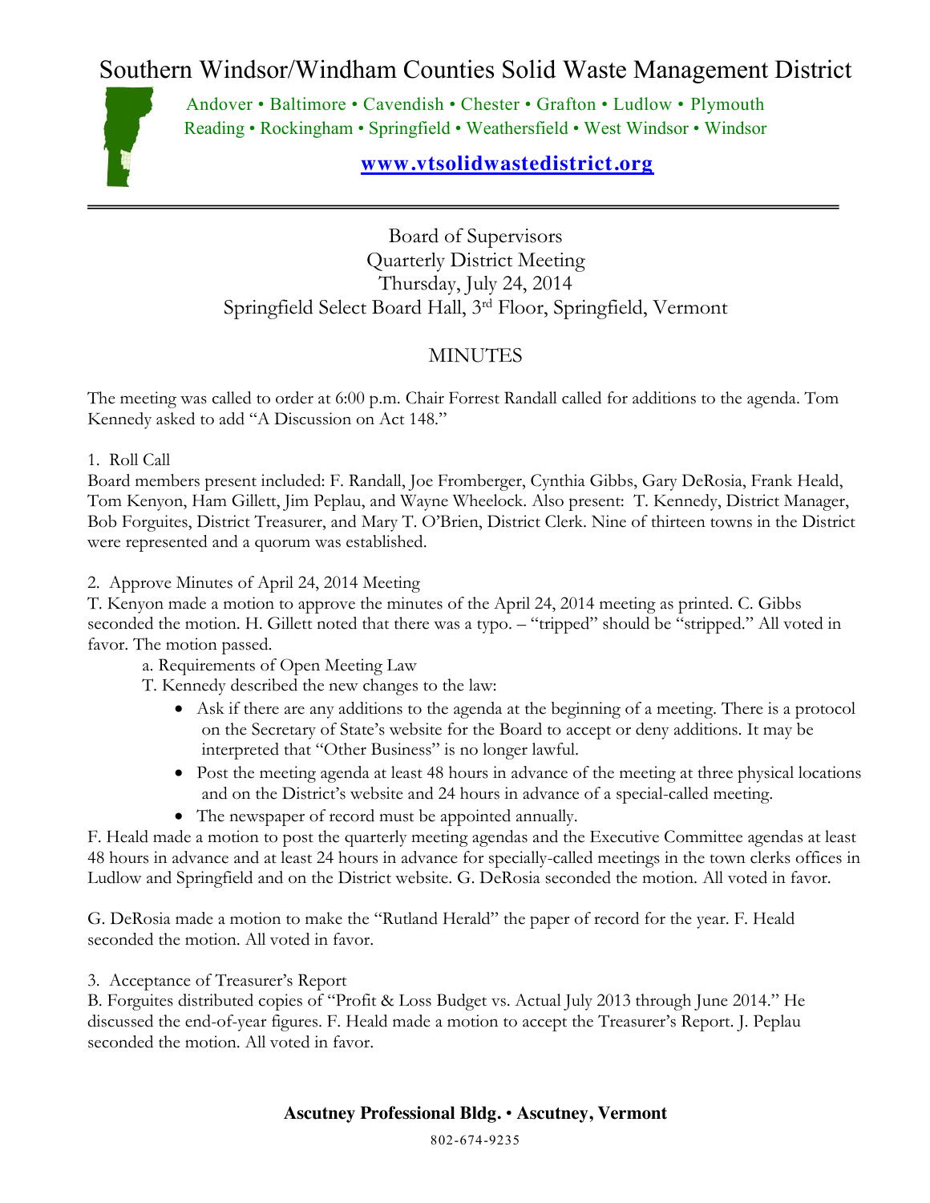# Southern Windsor/Windham Counties Solid Waste Management District

Andover • Baltimore • Cavendish • Chester • Grafton • Ludlow • Plymouth
Reading • Rockingham • Springfield • Weathersfield • West Windsor • Windsor

**www.vtsolidwastedistrict.org**

---

Board of Supervisors
Quarterly District Meeting
Thursday, July 24, 2014
Springfield Select Board Hall, 3rd Floor, Springfield, Vermont

## MINUTES

The meeting was called to order at 6:00 p.m. Chair Forrest Randall called for additions to the agenda. Tom Kennedy asked to add "A Discussion on Act 148."

1. Roll Call

Board members present included: F. Randall, Joe Fromberger, Cynthia Gibbs, Gary DeRosia, Frank Heald, Tom Kenyon, Ham Gillett, Jim Peplau, and Wayne Wheelock. Also present: T. Kennedy, District Manager, Bob Forguites, District Treasurer, and Mary T. O'Brien, District Clerk. Nine of thirteen towns in the District were represented and a quorum was established.

2. Approve Minutes of April 24, 2014 Meeting

T. Kenyon made a motion to approve the minutes of the April 24, 2014 meeting as printed. C. Gibbs seconded the motion. H. Gillett noted that there was a typo. – "tripped" should be "stripped." All voted in favor. The motion passed.

a. Requirements of Open Meeting Law

T. Kennedy described the new changes to the law:

- Ask if there are any additions to the agenda at the beginning of a meeting. There is a protocol on the Secretary of State's website for the Board to accept or deny additions. It may be interpreted that "Other Business" is no longer lawful.
- Post the meeting agenda at least 48 hours in advance of the meeting at three physical locations and on the District's website and 24 hours in advance of a special-called meeting.
- The newspaper of record must be appointed annually.

F. Heald made a motion to post the quarterly meeting agendas and the Executive Committee agendas at least 48 hours in advance and at least 24 hours in advance for specially-called meetings in the town clerks offices in Ludlow and Springfield and on the District website. G. DeRosia seconded the motion. All voted in favor.

G. DeRosia made a motion to make the "Rutland Herald" the paper of record for the year. F. Heald seconded the motion. All voted in favor.

3. Acceptance of Treasurer's Report

B. Forguites distributed copies of "Profit & Loss Budget vs. Actual July 2013 through June 2014." He discussed the end-of-year figures. F. Heald made a motion to accept the Treasurer's Report. J. Peplau seconded the motion. All voted in favor.

**Ascutney Professional Bldg. • Ascutney, Vermont**

802-674-9235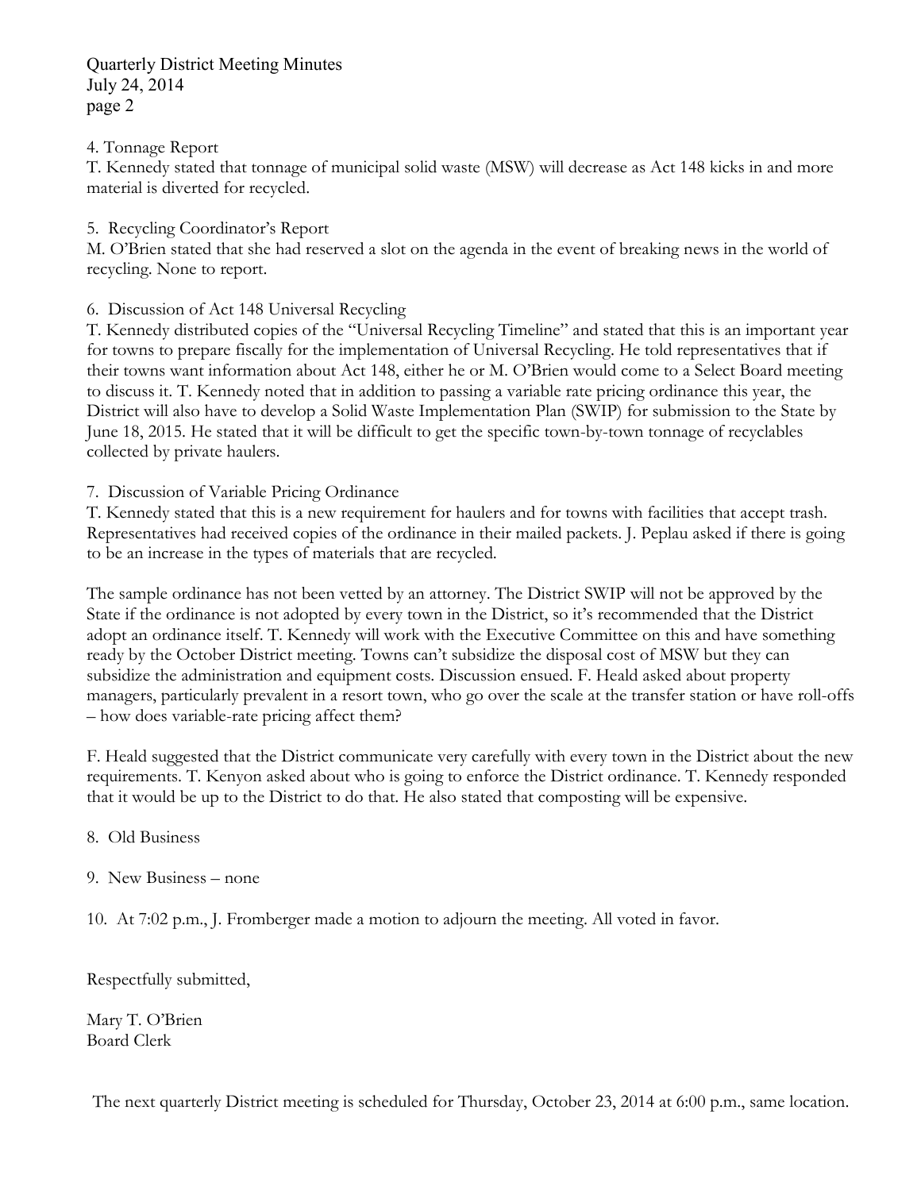4. Tonnage Report

T. Kennedy stated that tonnage of municipal solid waste (MSW) will decrease as Act 148 kicks in and more material is diverted for recycled.

5. Recycling Coordinator's Report

M. O'Brien stated that she had reserved a slot on the agenda in the event of breaking news in the world of recycling. None to report.

6. Discussion of Act 148 Universal Recycling

T. Kennedy distributed copies of the "Universal Recycling Timeline" and stated that this is an important year for towns to prepare fiscally for the implementation of Universal Recycling. He told representatives that if their towns want information about Act 148, either he or M. O'Brien would come to a Select Board meeting to discuss it. T. Kennedy noted that in addition to passing a variable rate pricing ordinance this year, the District will also have to develop a Solid Waste Implementation Plan (SWIP) for submission to the State by June 18, 2015. He stated that it will be difficult to get the specific town-by-town tonnage of recyclables collected by private haulers.

7. Discussion of Variable Pricing Ordinance

T. Kennedy stated that this is a new requirement for haulers and for towns with facilities that accept trash. Representatives had received copies of the ordinance in their mailed packets. J. Peplau asked if there is going to be an increase in the types of materials that are recycled.

The sample ordinance has not been vetted by an attorney. The District SWIP will not be approved by the State if the ordinance is not adopted by every town in the District, so it's recommended that the District adopt an ordinance itself. T. Kennedy will work with the Executive Committee on this and have something ready by the October District meeting. Towns can't subsidize the disposal cost of MSW but they can subsidize the administration and equipment costs. Discussion ensued. F. Heald asked about property managers, particularly prevalent in a resort town, who go over the scale at the transfer station or have roll-offs – how does variable-rate pricing affect them?

F. Heald suggested that the District communicate very carefully with every town in the District about the new requirements. T. Kenyon asked about who is going to enforce the District ordinance. T. Kennedy responded that it would be up to the District to do that. He also stated that composting will be expensive.

8. Old Business

9. New Business – none

10. At 7:02 p.m., J. Fromberger made a motion to adjourn the meeting. All voted in favor.

Respectfully submitted,

Mary T. O'Brien
Board Clerk

The next quarterly District meeting is scheduled for Thursday, October 23, 2014 at 6:00 p.m., same location.